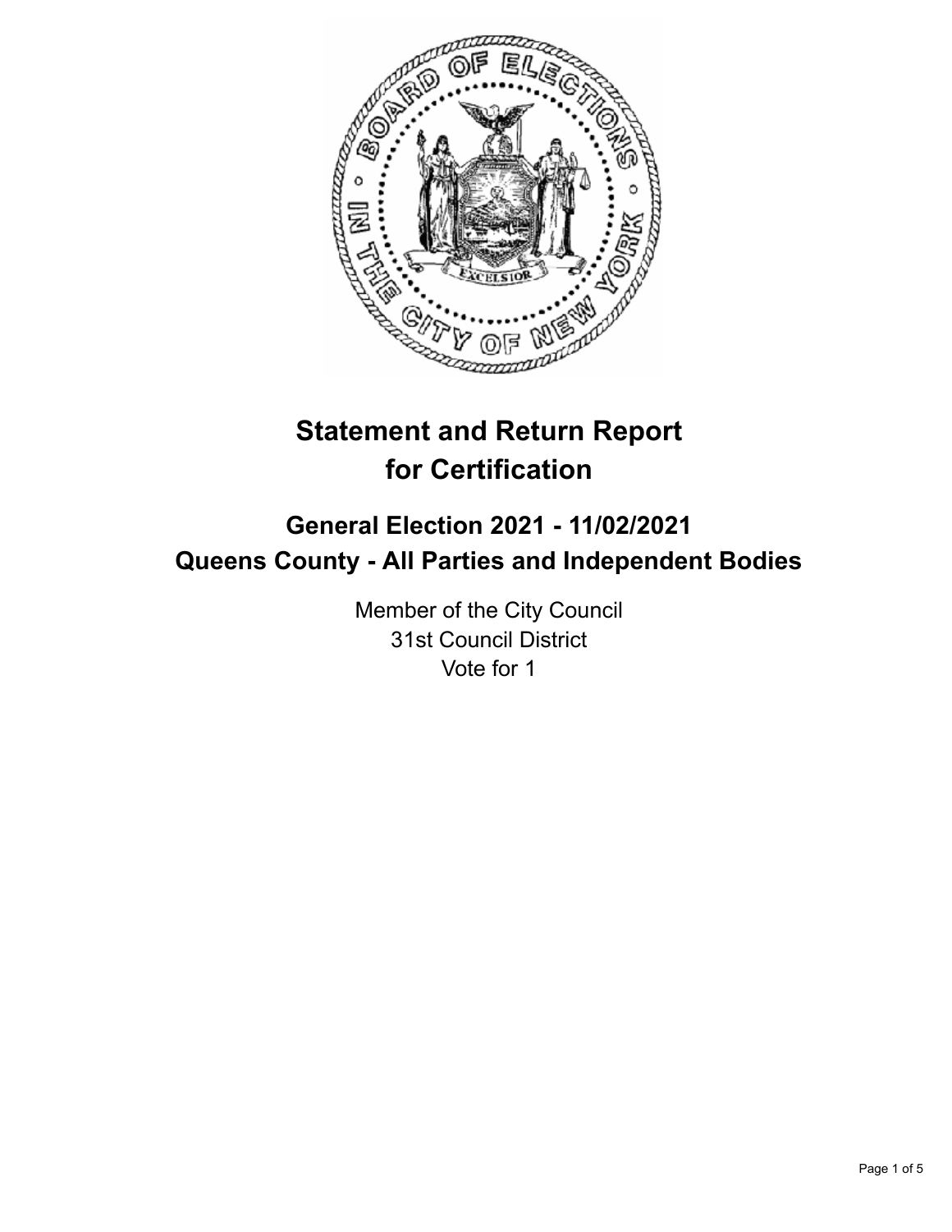# Statement and Return Report for Certification

## General Election 2021 - 11/02/2021
## Queens County - All Parties and Independent Bodies

Member of the City Council
31st Council District
Vote for 1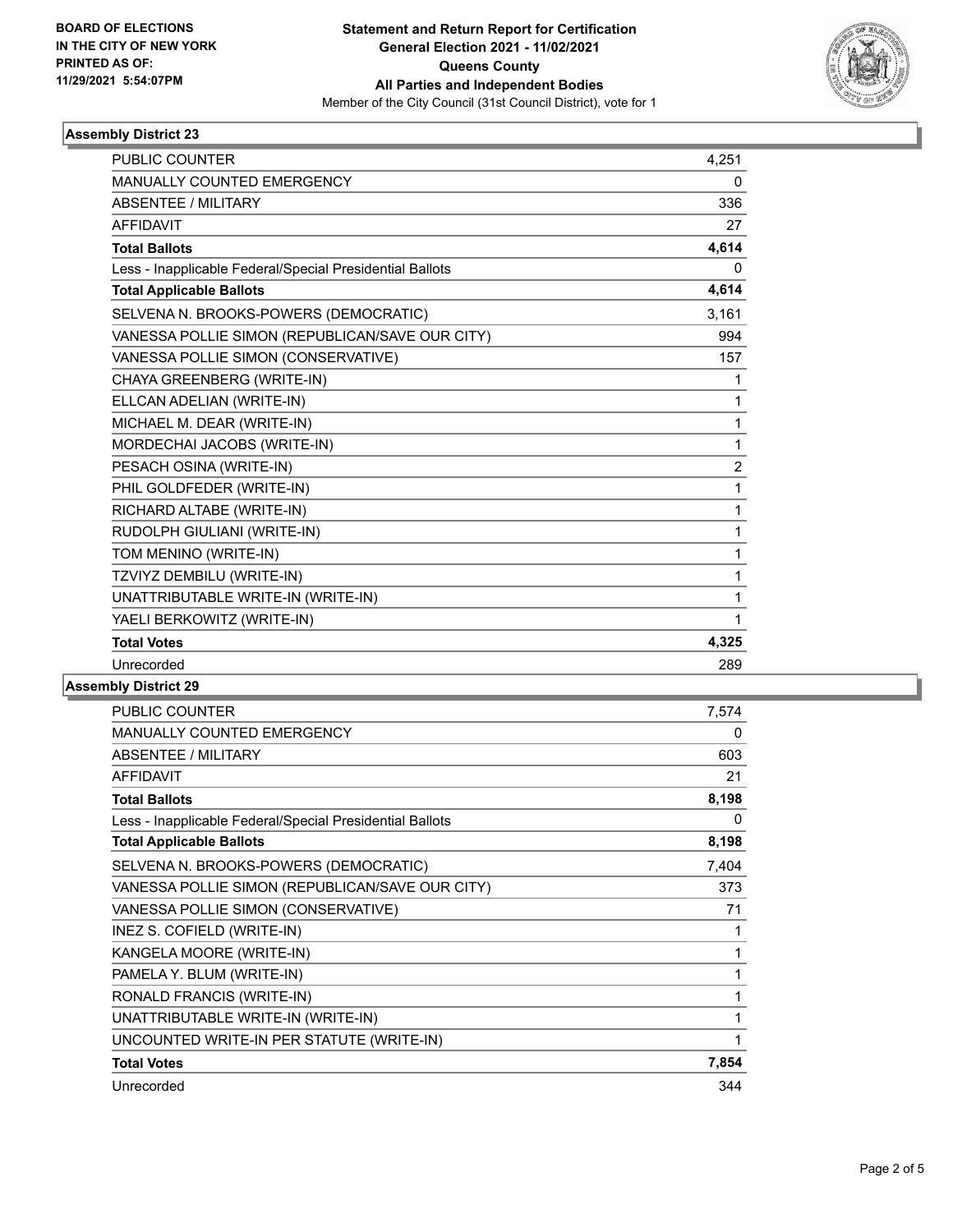**BOARD OF ELECTIONS IN THE CITY OF NEW YORK PRINTED AS OF: 11/29/2021 5:54:07PM**

**Statement and Return Report for Certification General Election 2021 - 11/02/2021 Queens County All Parties and Independent Bodies**

Member of the City Council (31st Council District), vote for 1

### Assembly District 23

| | |
|---|---|
| PUBLIC COUNTER | 4,251 |
| MANUALLY COUNTED EMERGENCY | 0 |
| ABSENTEE / MILITARY | 336 |
| AFFIDAVIT | 27 |
| **Total Ballots** | **4,614** |
| Less - Inapplicable Federal/Special Presidential Ballots | 0 |
| **Total Applicable Ballots** | **4,614** |
| SELVENA N. BROOKS-POWERS (DEMOCRATIC) | 3,161 |
| VANESSA POLLIE SIMON (REPUBLICAN/SAVE OUR CITY) | 994 |
| VANESSA POLLIE SIMON (CONSERVATIVE) | 157 |
| CHAYA GREENBERG (WRITE-IN) | 1 |
| ELLCAN ADELIAN (WRITE-IN) | 1 |
| MICHAEL M. DEAR (WRITE-IN) | 1 |
| MORDECHAI JACOBS (WRITE-IN) | 1 |
| PESACH OSINA (WRITE-IN) | 2 |
| PHIL GOLDFEDER (WRITE-IN) | 1 |
| RICHARD ALTABE (WRITE-IN) | 1 |
| RUDOLPH GIULIANI (WRITE-IN) | 1 |
| TOM MENINO (WRITE-IN) | 1 |
| TZVIYZ DEMBILU (WRITE-IN) | 1 |
| UNATTRIBUTABLE WRITE-IN (WRITE-IN) | 1 |
| YAELI BERKOWITZ (WRITE-IN) | 1 |
| **Total Votes** | **4,325** |
| Unrecorded | 289 |

### Assembly District 29

| | |
|---|---|
| PUBLIC COUNTER | 7,574 |
| MANUALLY COUNTED EMERGENCY | 0 |
| ABSENTEE / MILITARY | 603 |
| AFFIDAVIT | 21 |
| **Total Ballots** | **8,198** |
| Less - Inapplicable Federal/Special Presidential Ballots | 0 |
| **Total Applicable Ballots** | **8,198** |
| SELVENA N. BROOKS-POWERS (DEMOCRATIC) | 7,404 |
| VANESSA POLLIE SIMON (REPUBLICAN/SAVE OUR CITY) | 373 |
| VANESSA POLLIE SIMON (CONSERVATIVE) | 71 |
| INEZ S. COFIELD (WRITE-IN) | 1 |
| KANGELA MOORE (WRITE-IN) | 1 |
| PAMELA Y. BLUM (WRITE-IN) | 1 |
| RONALD FRANCIS (WRITE-IN) | 1 |
| UNATTRIBUTABLE WRITE-IN (WRITE-IN) | 1 |
| UNCOUNTED WRITE-IN PER STATUTE (WRITE-IN) | 1 |
| **Total Votes** | **7,854** |
| Unrecorded | 344 |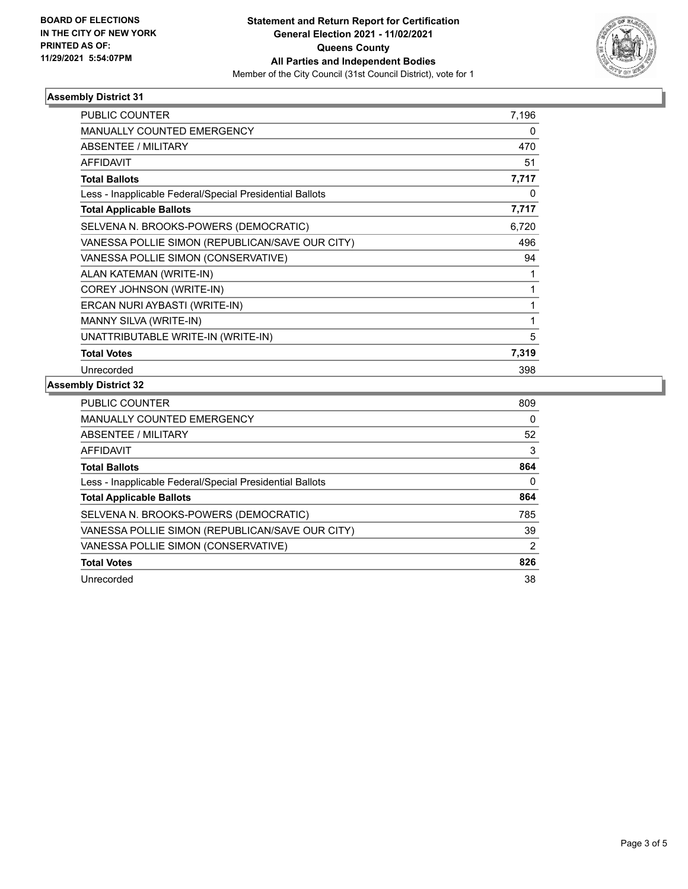**BOARD OF ELECTIONS IN THE CITY OF NEW YORK PRINTED AS OF: 11/29/2021 5:54:07PM**

# Statement and Return Report for Certification
## General Election 2021 - 11/02/2021
## Queens County
## All Parties and Independent Bodies

Member of the City Council (31st Council District), vote for 1

### Assembly District 31

| | |
|---|---|
| PUBLIC COUNTER | 7,196 |
| MANUALLY COUNTED EMERGENCY | 0 |
| ABSENTEE / MILITARY | 470 |
| AFFIDAVIT | 51 |
| **Total Ballots** | **7,717** |
| Less - Inapplicable Federal/Special Presidential Ballots | 0 |
| **Total Applicable Ballots** | **7,717** |
| SELVENA N. BROOKS-POWERS (DEMOCRATIC) | 6,720 |
| VANESSA POLLIE SIMON (REPUBLICAN/SAVE OUR CITY) | 496 |
| VANESSA POLLIE SIMON (CONSERVATIVE) | 94 |
| ALAN KATEMAN (WRITE-IN) | 1 |
| COREY JOHNSON (WRITE-IN) | 1 |
| ERCAN NURI AYBASTI (WRITE-IN) | 1 |
| MANNY SILVA (WRITE-IN) | 1 |
| UNATTRIBUTABLE WRITE-IN (WRITE-IN) | 5 |
| **Total Votes** | **7,319** |
| Unrecorded | 398 |

### Assembly District 32

| | |
|---|---|
| PUBLIC COUNTER | 809 |
| MANUALLY COUNTED EMERGENCY | 0 |
| ABSENTEE / MILITARY | 52 |
| AFFIDAVIT | 3 |
| **Total Ballots** | **864** |
| Less - Inapplicable Federal/Special Presidential Ballots | 0 |
| **Total Applicable Ballots** | **864** |
| SELVENA N. BROOKS-POWERS (DEMOCRATIC) | 785 |
| VANESSA POLLIE SIMON (REPUBLICAN/SAVE OUR CITY) | 39 |
| VANESSA POLLIE SIMON (CONSERVATIVE) | 2 |
| **Total Votes** | **826** |
| Unrecorded | 38 |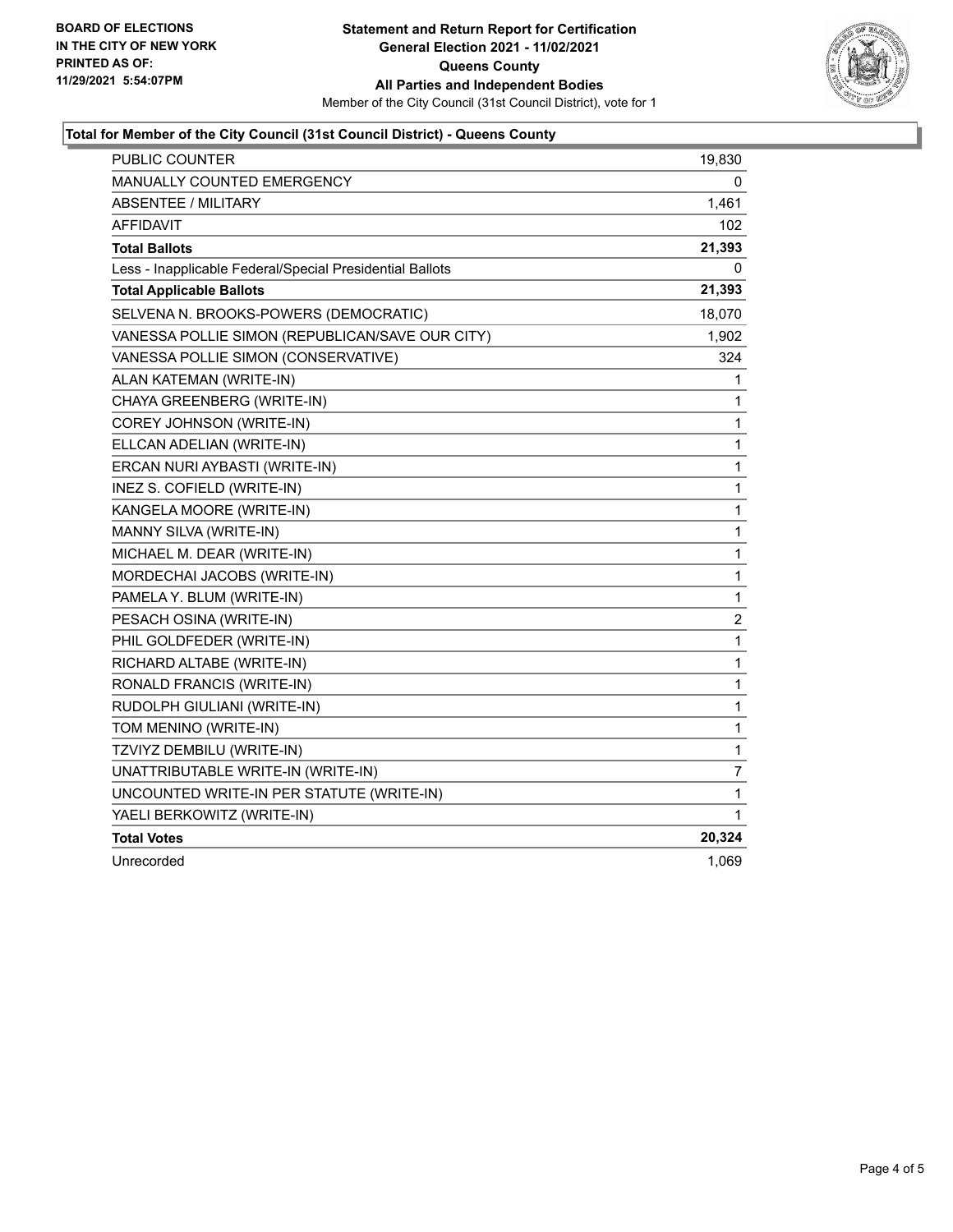**BOARD OF ELECTIONS**
**IN THE CITY OF NEW YORK**
**PRINTED AS OF:**
**11/29/2021 5:54:07PM**

**Statement and Return Report for Certification**
**General Election 2021 - 11/02/2021**
**Queens County**
**All Parties and Independent Bodies**
Member of the City Council (31st Council District), vote for 1

### Total for Member of the City Council (31st Council District) - Queens County

| | |
|---|---|
| PUBLIC COUNTER | 19,830 |
| MANUALLY COUNTED EMERGENCY | 0 |
| ABSENTEE / MILITARY | 1,461 |
| AFFIDAVIT | 102 |
| **Total Ballots** | **21,393** |
| Less - Inapplicable Federal/Special Presidential Ballots | 0 |
| **Total Applicable Ballots** | **21,393** |
| SELVENA N. BROOKS-POWERS (DEMOCRATIC) | 18,070 |
| VANESSA POLLIE SIMON (REPUBLICAN/SAVE OUR CITY) | 1,902 |
| VANESSA POLLIE SIMON (CONSERVATIVE) | 324 |
| ALAN KATEMAN (WRITE-IN) | 1 |
| CHAYA GREENBERG (WRITE-IN) | 1 |
| COREY JOHNSON (WRITE-IN) | 1 |
| ELLCAN ADELIAN (WRITE-IN) | 1 |
| ERCAN NURI AYBASTI (WRITE-IN) | 1 |
| INEZ S. COFIELD (WRITE-IN) | 1 |
| KANGELA MOORE (WRITE-IN) | 1 |
| MANNY SILVA (WRITE-IN) | 1 |
| MICHAEL M. DEAR (WRITE-IN) | 1 |
| MORDECHAI JACOBS (WRITE-IN) | 1 |
| PAMELA Y. BLUM (WRITE-IN) | 1 |
| PESACH OSINA (WRITE-IN) | 2 |
| PHIL GOLDFEDER (WRITE-IN) | 1 |
| RICHARD ALTABE (WRITE-IN) | 1 |
| RONALD FRANCIS (WRITE-IN) | 1 |
| RUDOLPH GIULIANI (WRITE-IN) | 1 |
| TOM MENINO (WRITE-IN) | 1 |
| TZVIYZ DEMBILU (WRITE-IN) | 1 |
| UNATTRIBUTABLE WRITE-IN (WRITE-IN) | 7 |
| UNCOUNTED WRITE-IN PER STATUTE (WRITE-IN) | 1 |
| YAELI BERKOWITZ (WRITE-IN) | 1 |
| **Total Votes** | **20,324** |
| Unrecorded | 1,069 |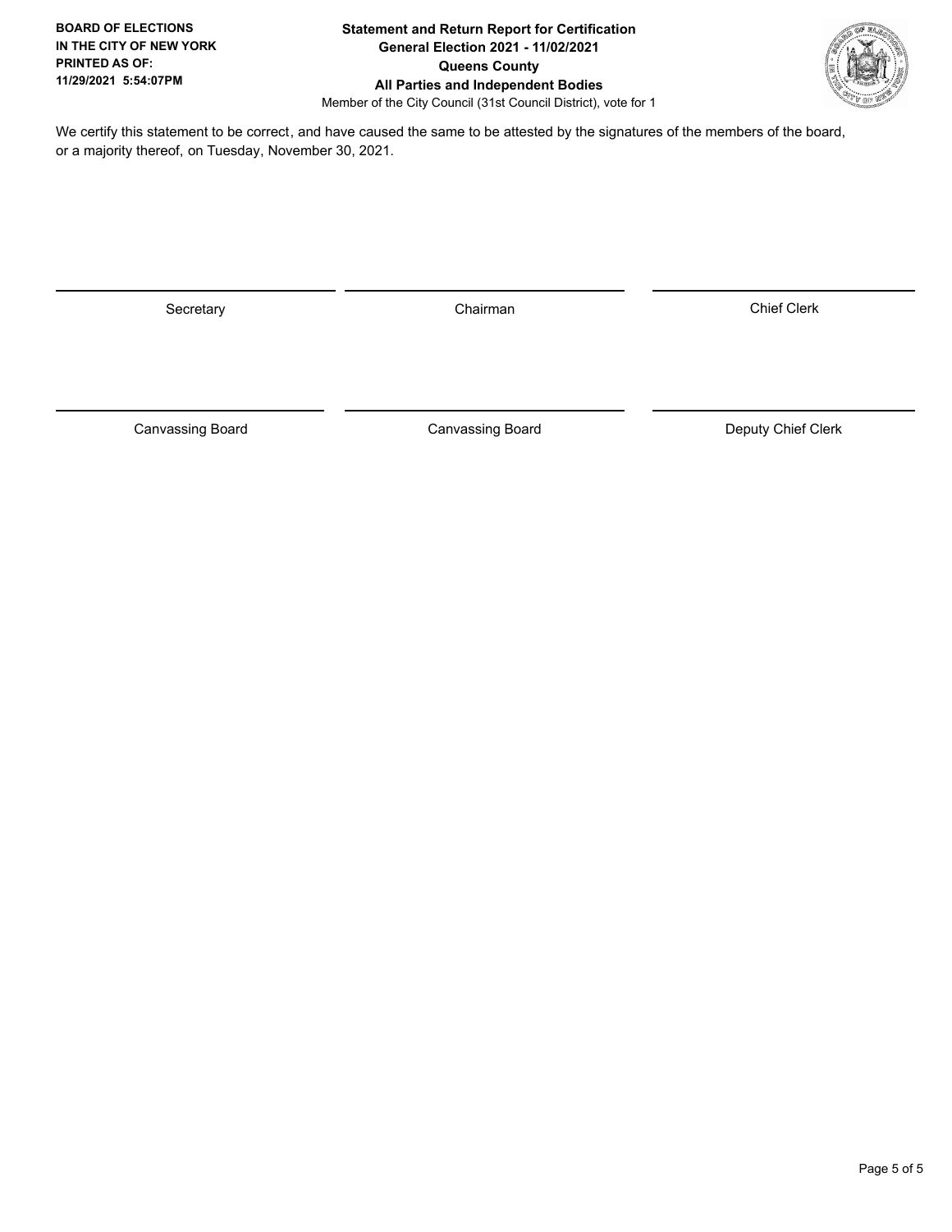We certify this statement to be correct, and have caused the same to be attested by the signatures of the members of the board, or a majority thereof, on Tuesday, November 30, 2021.

| | | |
|---|---|---|
| Secretary | Chairman | Chief Clerk |
| Canvassing Board | Canvassing Board | Deputy Chief Clerk |